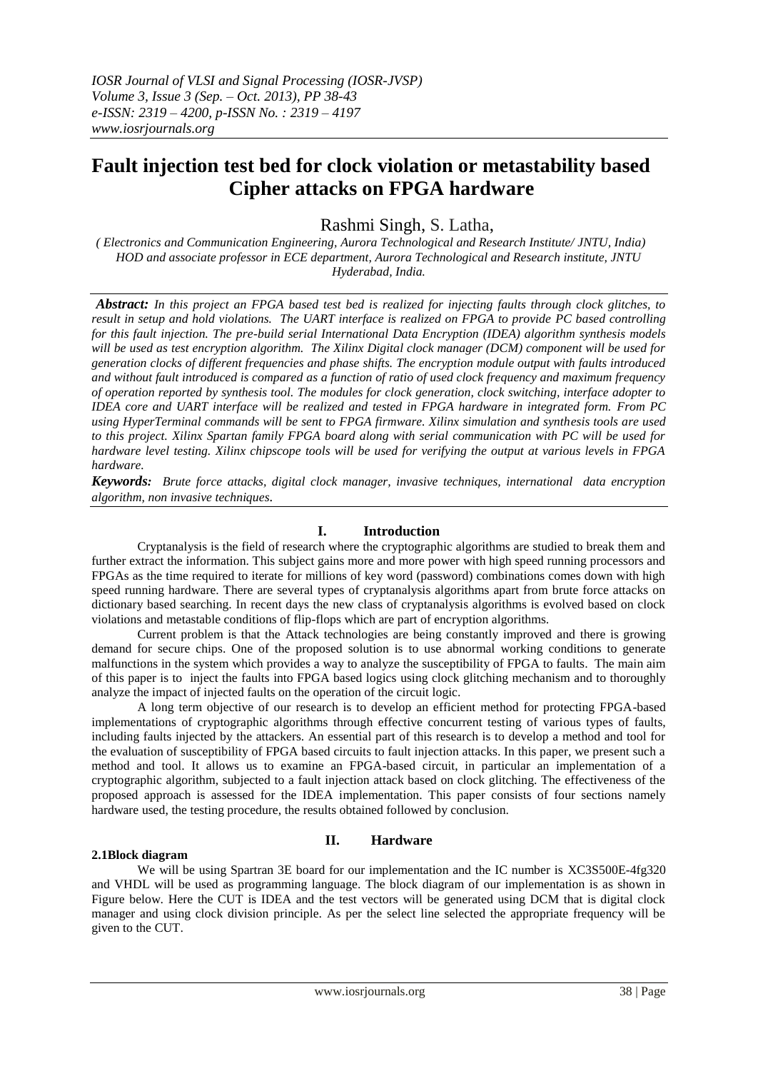# Fault injection test bed for clock violation or metastability based Cipher attacks on FPGA hardware

Rashmi Singh, S. Latha,

*( Electronics and Communication Engineering, Aurora Technological and Research Institute/ JNTU, India)*
*HOD and associate professor in ECE department, Aurora Technological and Research institute, JNTU Hyderabad, India.*

***Abstract:*** *In this project an FPGA based test bed is realized for injecting faults through clock glitches, to result in setup and hold violations. The UART interface is realized on FPGA to provide PC based controlling for this fault injection. The pre-build serial International Data Encryption (IDEA) algorithm synthesis models will be used as test encryption algorithm. The Xilinx Digital clock manager (DCM) component will be used for generation clocks of different frequencies and phase shifts. The encryption module output with faults introduced and without fault introduced is compared as a function of ratio of used clock frequency and maximum frequency of operation reported by synthesis tool. The modules for clock generation, clock switching, interface adopter to IDEA core and UART interface will be realized and tested in FPGA hardware in integrated form. From PC using HyperTerminal commands will be sent to FPGA firmware. Xilinx simulation and synthesis tools are used to this project. Xilinx Spartan family FPGA board along with serial communication with PC will be used for hardware level testing. Xilinx chipscope tools will be used for verifying the output at various levels in FPGA hardware.*

***Keywords:*** *Brute force attacks, digital clock manager, invasive techniques, international data encryption algorithm, non invasive techniques.*

## I. Introduction

Cryptanalysis is the field of research where the cryptographic algorithms are studied to break them and further extract the information. This subject gains more and more power with high speed running processors and FPGAs as the time required to iterate for millions of key word (password) combinations comes down with high speed running hardware. There are several types of cryptanalysis algorithms apart from brute force attacks on dictionary based searching. In recent days the new class of cryptanalysis algorithms is evolved based on clock violations and metastable conditions of flip-flops which are part of encryption algorithms.

Current problem is that the Attack technologies are being constantly improved and there is growing demand for secure chips. One of the proposed solution is to use abnormal working conditions to generate malfunctions in the system which provides a way to analyze the susceptibility of FPGA to faults. The main aim of this paper is to inject the faults into FPGA based logics using clock glitching mechanism and to thoroughly analyze the impact of injected faults on the operation of the circuit logic.

A long term objective of our research is to develop an efficient method for protecting FPGA-based implementations of cryptographic algorithms through effective concurrent testing of various types of faults, including faults injected by the attackers. An essential part of this research is to develop a method and tool for the evaluation of susceptibility of FPGA based circuits to fault injection attacks. In this paper, we present such a method and tool. It allows us to examine an FPGA-based circuit, in particular an implementation of a cryptographic algorithm, subjected to a fault injection attack based on clock glitching. The effectiveness of the proposed approach is assessed for the IDEA implementation. This paper consists of four sections namely hardware used, the testing procedure, the results obtained followed by conclusion.

## II. Hardware

### 2.1Block diagram

We will be using Spartran 3E board for our implementation and the IC number is XC3S500E-4fg320 and VHDL will be used as programming language. The block diagram of our implementation is as shown in Figure below. Here the CUT is IDEA and the test vectors will be generated using DCM that is digital clock manager and using clock division principle. As per the select line selected the appropriate frequency will be given to the CUT.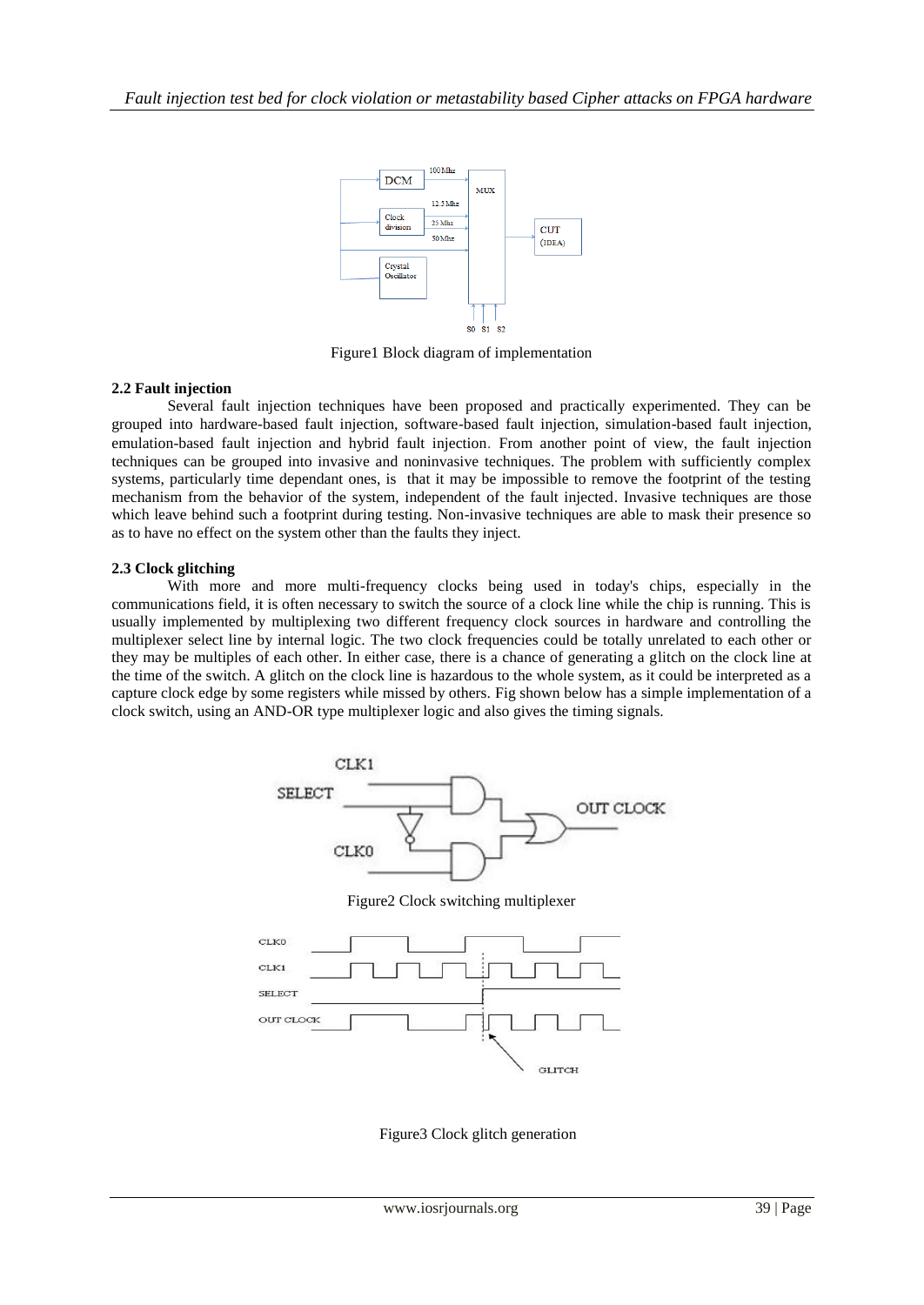Figure1 Block diagram of implementation

### 2.2 Fault injection

Several fault injection techniques have been proposed and practically experimented. They can be grouped into hardware-based fault injection, software-based fault injection, simulation-based fault injection, emulation-based fault injection and hybrid fault injection. From another point of view, the fault injection techniques can be grouped into invasive and noninvasive techniques. The problem with sufficiently complex systems, particularly time dependant ones, is that it may be impossible to remove the footprint of the testing mechanism from the behavior of the system, independent of the fault injected. Invasive techniques are those which leave behind such a footprint during testing. Non-invasive techniques are able to mask their presence so as to have no effect on the system other than the faults they inject.

### 2.3 Clock glitching

With more and more multi-frequency clocks being used in today's chips, especially in the communications field, it is often necessary to switch the source of a clock line while the chip is running. This is usually implemented by multiplexing two different frequency clock sources in hardware and controlling the multiplexer select line by internal logic. The two clock frequencies could be totally unrelated to each other or they may be multiples of each other. In either case, there is a chance of generating a glitch on the clock line at the time of the switch. A glitch on the clock line is hazardous to the whole system, as it could be interpreted as a capture clock edge by some registers while missed by others. Fig shown below has a simple implementation of a clock switch, using an AND-OR type multiplexer logic and also gives the timing signals.

Figure2 Clock switching multiplexer

Figure3 Clock glitch generation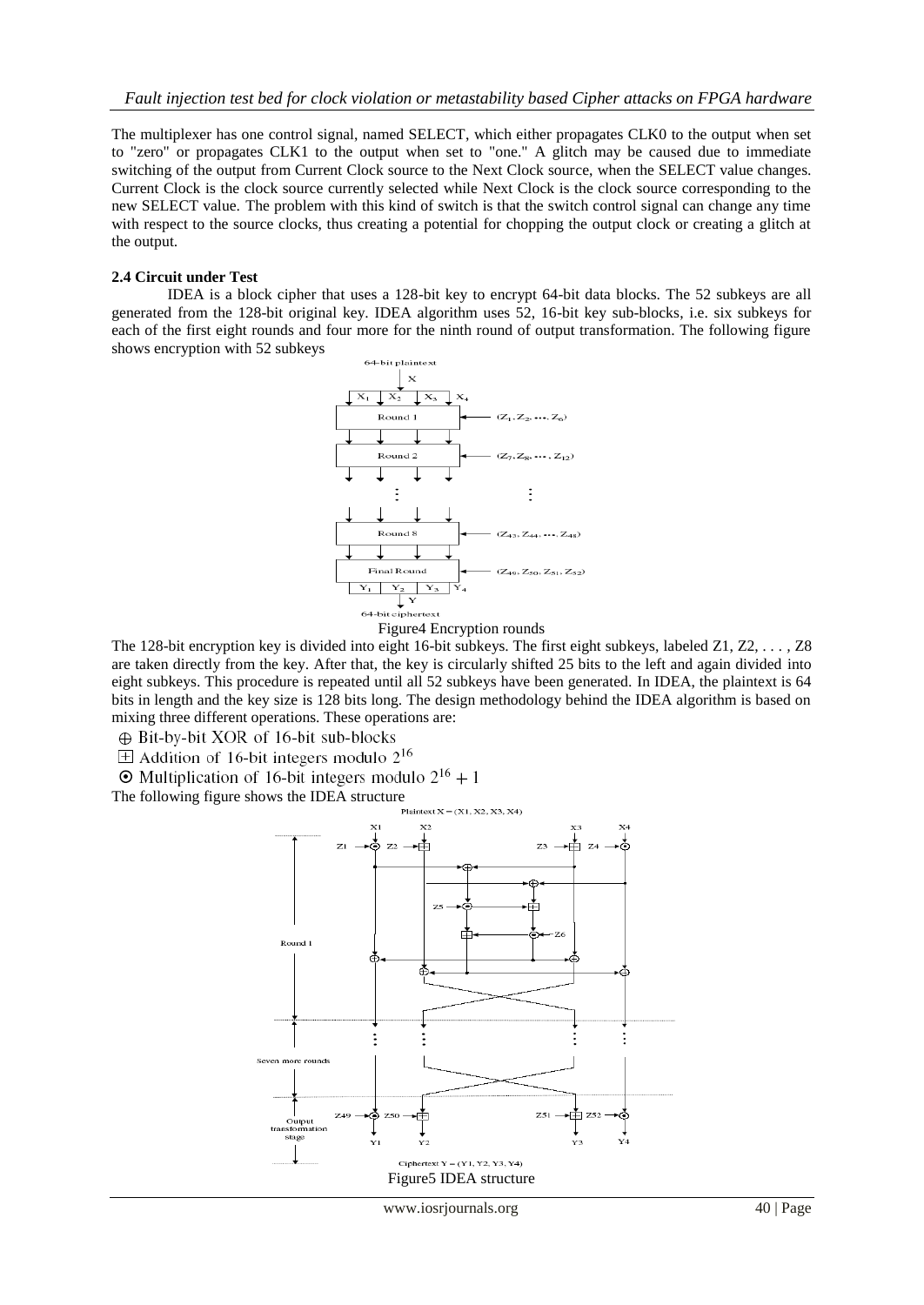The multiplexer has one control signal, named SELECT, which either propagates CLK0 to the output when set to "zero" or propagates CLK1 to the output when set to "one." A glitch may be caused due to immediate switching of the output from Current Clock source to the Next Clock source, when the SELECT value changes. Current Clock is the clock source currently selected while Next Clock is the clock source corresponding to the new SELECT value. The problem with this kind of switch is that the switch control signal can change any time with respect to the source clocks, thus creating a potential for chopping the output clock or creating a glitch at the output.

**2.4 Circuit under Test**

IDEA is a block cipher that uses a 128-bit key to encrypt 64-bit data blocks. The 52 subkeys are all generated from the 128-bit original key. IDEA algorithm uses 52, 16-bit key sub-blocks, i.e. six subkeys for each of the first eight rounds and four more for the ninth round of output transformation. The following figure shows encryption with 52 subkeys

Figure4 Encryption rounds

The 128-bit encryption key is divided into eight 16-bit subkeys. The first eight subkeys, labeled Z1, Z2, . . . , Z8 are taken directly from the key. After that, the key is circularly shifted 25 bits to the left and again divided into eight subkeys. This procedure is repeated until all 52 subkeys have been generated. In IDEA, the plaintext is 64 bits in length and the key size is 128 bits long. The design methodology behind the IDEA algorithm is based on mixing three different operations. These operations are:

- $\oplus$ Bit-by-bit XOR of 16-bit sub-blocks
- $\boxplus$ Addition of 16-bit integers modulo $2^{16}$
- $\odot$ Multiplication of 16-bit integers modulo $2^{16}+1$

The following figure shows the IDEA structure

Figure5 IDEA structure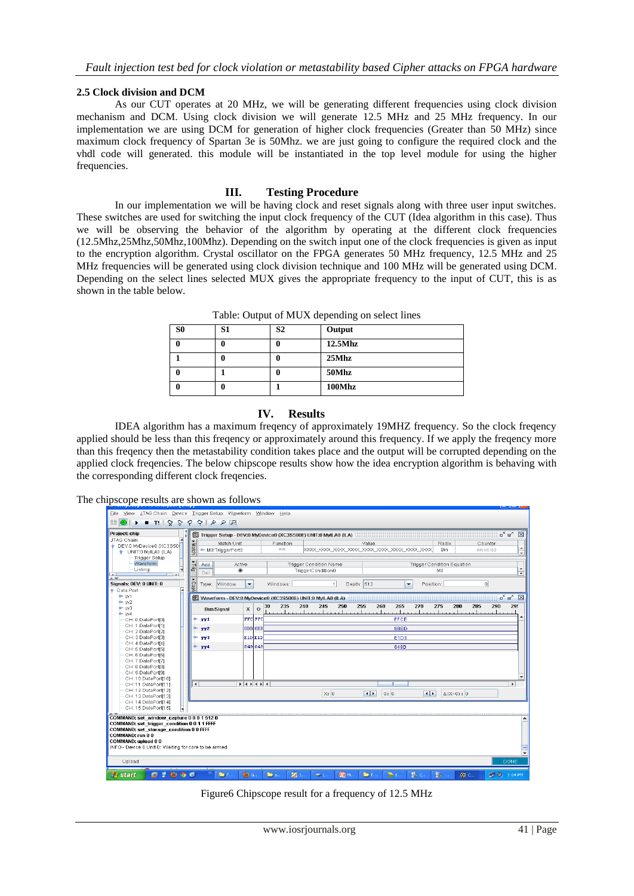### 2.5 Clock division and DCM

As our CUT operates at 20 MHz, we will be generating different frequencies using clock division mechanism and DCM. Using clock division we will generate 12.5 MHz and 25 MHz frequency. In our implementation we are using DCM for generation of higher clock frequencies (Greater than 50 MHz) since maximum clock frequency of Spartan 3e is 50Mhz. we are just going to configure the required clock and the vhdl code will generated. this module will be instantiated in the top level module for using the higher frequencies.

## III. Testing Procedure

In our implementation we will be having clock and reset signals along with three user input switches. These switches are used for switching the input clock frequency of the CUT (Idea algorithm in this case). Thus we will be observing the behavior of the algorithm by operating at the different clock frequencies (12.5Mhz,25Mhz,50Mhz,100Mhz). Depending on the switch input one of the clock frequencies is given as input to the encryption algorithm. Crystal oscillator on the FPGA generates 50 MHz frequency, 12.5 MHz and 25 MHz frequencies will be generated using clock division technique and 100 MHz will be generated using DCM. Depending on the select lines selected MUX gives the appropriate frequency to the input of CUT, this is as shown in the table below.

Table: Output of MUX depending on select lines

| S0 | S1 | S2 | Output |
|---|---|---|---|
| 0 | 0 | 0 | 12.5Mhz |
| 1 | 0 | 0 | 25Mhz |
| 0 | 1 | 0 | 50Mhz |
| 0 | 0 | 1 | 100Mhz |

## IV. Results

IDEA algorithm has a maximum freqency of approximately 19MHZ frequency. So the clock freqency applied should be less than this freqency or approximately around this freqency. If we apply the freqency more than this freqency then the metastability condition takes place and the output will be corrupted depending on the applied clock freqencies. The below chipscope results show how the idea encryption algorithm is behaving with the corresponding different clock freqencies.

The chipscope results are shown as follows

Figure6 Chipscope result for a frequency of 12.5 MHz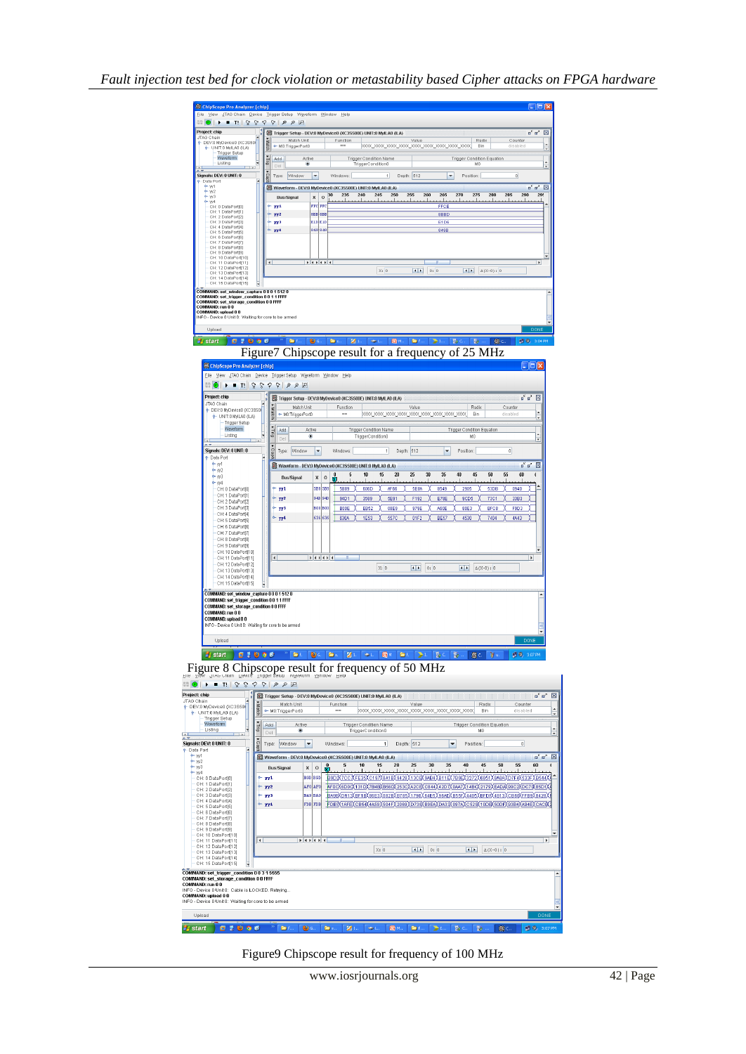Figure7 Chipscope result for a frequency of 25 MHz

Figure 8 Chipscope result for frequency of 50 MHz

Figure9 Chipscope result for frequency of 100 MHz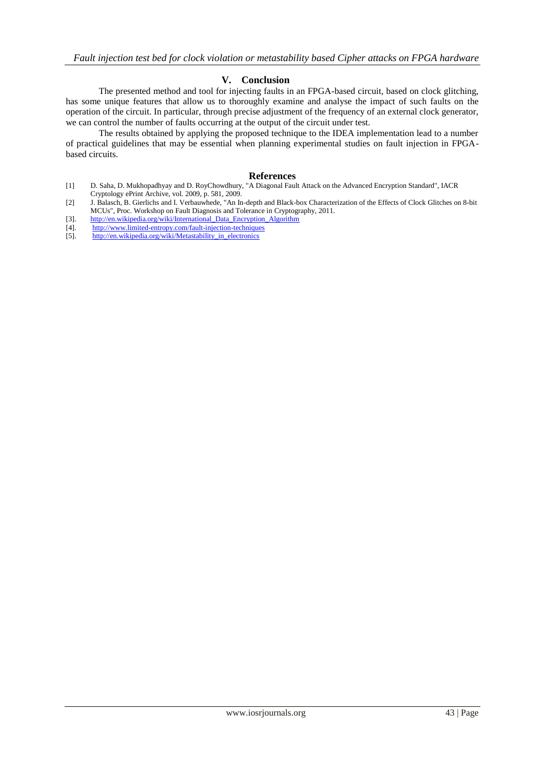## V. Conclusion

The presented method and tool for injecting faults in an FPGA-based circuit, based on clock glitching, has some unique features that allow us to thoroughly examine and analyse the impact of such faults on the operation of the circuit. In particular, through precise adjustment of the frequency of an external clock generator, we can control the number of faults occurring at the output of the circuit under test.

The results obtained by applying the proposed technique to the IDEA implementation lead to a number of practical guidelines that may be essential when planning experimental studies on fault injection in FPGA-based circuits.

## References

[1] D. Saha, D. Mukhopadhyay and D. RoyChowdhury, "A Diagonal Fault Attack on the Advanced Encryption Standard", IACR Cryptology ePrint Archive, vol. 2009, p. 581, 2009.

[2] J. Balasch, B. Gierlichs and I. Verbauwhede, "An In-depth and Black-box Characterization of the Effects of Clock Glitches on 8-bit MCUs", Proc. Workshop on Fault Diagnosis and Tolerance in Cryptography, 2011.

[3]. http://en.wikipedia.org/wiki/International_Data_Encryption_Algorithm

[4]. http://www.limited-entropy.com/fault-injection-techniques

[5]. http://en.wikipedia.org/wiki/Metastability_in_electronics